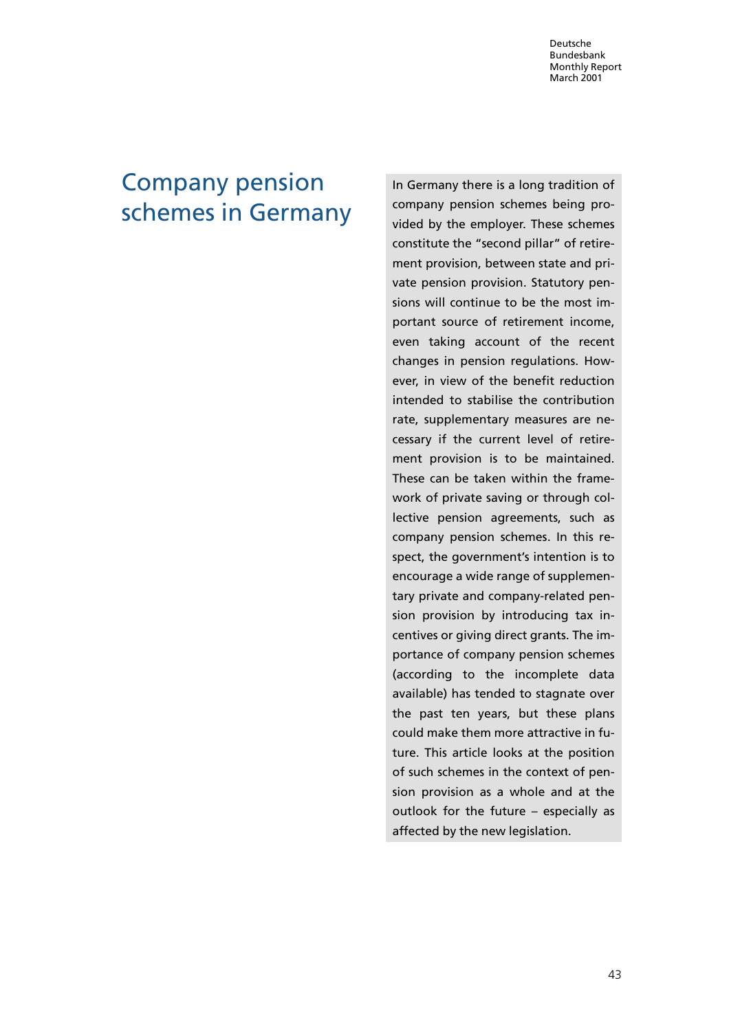# Company pension schemes in Germany

In Germany there is a long tradition of company pension schemes being provided by the employer. These schemes constitute the "second pillar" of retirement provision, between state and private pension provision. Statutory pensions will continue to be the most important source of retirement income, even taking account of the recent changes in pension regulations. However, in view of the benefit reduction intended to stabilise the contribution rate, supplementary measures are necessary if the current level of retirement provision is to be maintained. These can be taken within the framework of private saving or through collective pension agreements, such as company pension schemes. In this respect, the government's intention is to encourage a wide range of supplementary private and company-related pension provision by introducing tax incentives or giving direct grants. The importance of company pension schemes (according to the incomplete data available) has tended to stagnate over the past ten years, but these plans could make them more attractive in future. This article looks at the position of such schemes in the context of pension provision as a whole and at the outlook for the future – especially as affected by the new legislation.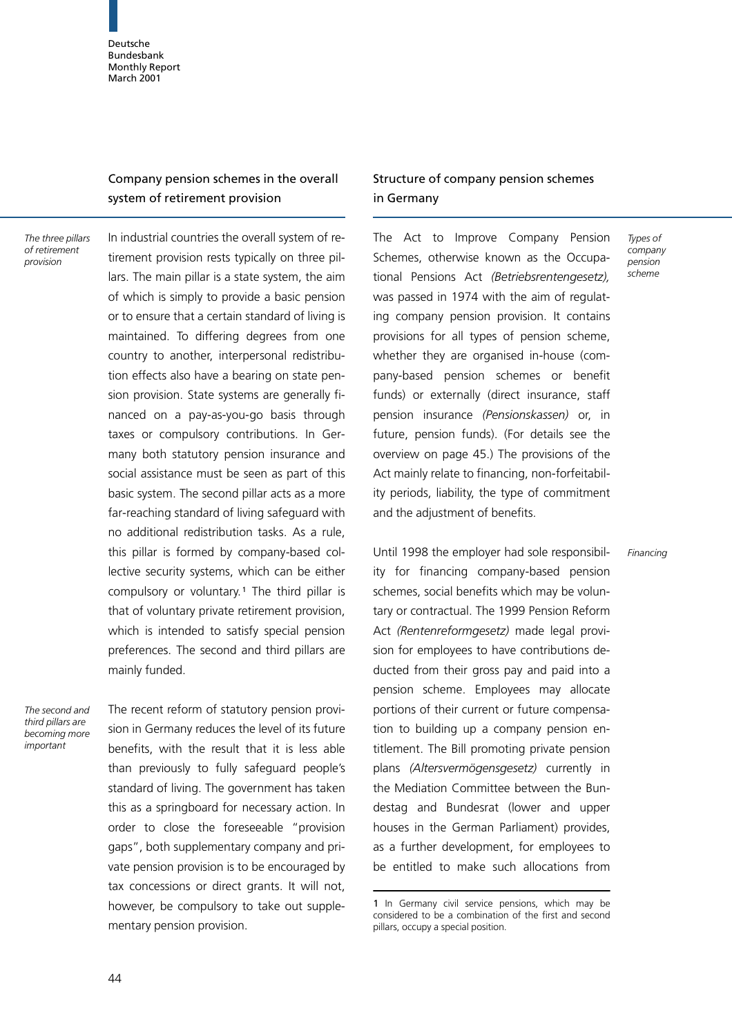## Company pension schemes in the overall system of retirement provision

*The three pillars of retirement provision*

In industrial countries the overall system of retirement provision rests typically on three pillars. The main pillar is a state system, the aim of which is simply to provide a basic pension or to ensure that a certain standard of living is maintained. To differing degrees from one country to another, interpersonal redistribution effects also have a bearing on state pension provision. State systems are generally financed on a pay-as-you-go basis through taxes or compulsory contributions. In Germany both statutory pension insurance and social assistance must be seen as part of this basic system. The second pillar acts as a more far-reaching standard of living safeguard with no additional redistribution tasks. As a rule, this pillar is formed by company-based collective security systems, which can be either compulsory or voluntary.[1] The third pillar is that of voluntary private retirement provision, which is intended to satisfy special pension preferences. The second and third pillars are mainly funded.

*The second and third pillars are becoming more important*

The recent reform of statutory pension provision in Germany reduces the level of its future benefits, with the result that it is less able than previously to fully safeguard people's standard of living. The government has taken this as a springboard for necessary action. In order to close the foreseeable "provision gaps", both supplementary company and private pension provision is to be encouraged by tax concessions or direct grants. It will not, however, be compulsory to take out supplementary pension provision.

## Structure of company pension schemes in Germany

*Types of company pension scheme*

The Act to Improve Company Pension Schemes, otherwise known as the Occupational Pensions Act *(Betriebsrentengesetz),* was passed in 1974 with the aim of regulating company pension provision. It contains provisions for all types of pension scheme, whether they are organised in-house (company-based pension schemes or benefit funds) or externally (direct insurance, staff pension insurance *(Pensionskassen)* or, in future, pension funds). (For details see the overview on page 45.) The provisions of the Act mainly relate to financing, non-forfeitability periods, liability, the type of commitment and the adjustment of benefits.

*Financing*

Until 1998 the employer had sole responsibility for financing company-based pension schemes, social benefits which may be voluntary or contractual. The 1999 Pension Reform Act *(Rentenreformgesetz)* made legal provision for employees to have contributions deducted from their gross pay and paid into a pension scheme. Employees may allocate portions of their current or future compensation to building up a company pension entitlement. The Bill promoting private pension plans *(Altersvermögensgesetz)* currently in the Mediation Committee between the Bundestag and Bundesrat (lower and upper houses in the German Parliament) provides, as a further development, for employees to be entitled to make such allocations from

---

1 In Germany civil service pensions, which may be considered to be a combination of the first and second pillars, occupy a special position.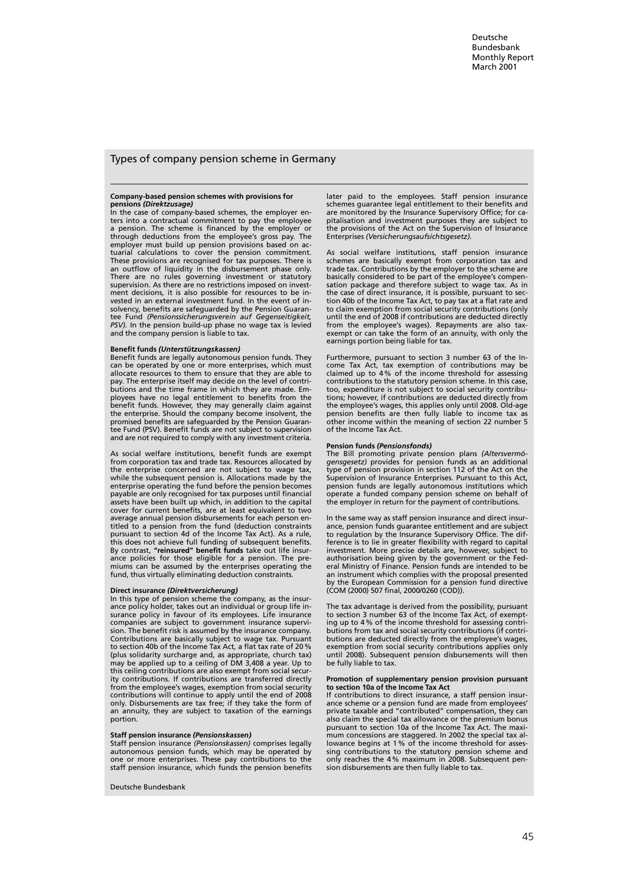## Types of company pension scheme in Germany

**Company-based pension schemes with provisions for pensions** ***(Direktzusage)***
In the case of company-based schemes, the employer enters into a contractual commitment to pay the employee a pension. The scheme is financed by the employer or through deductions from the employee's gross pay. The employer must build up pension provisions based on actuarial calculations to cover the pension commitment. These provisions are recognised for tax purposes. There is an outflow of liquidity in the disbursement phase only. There are no rules governing investment or statutory supervision. As there are no restrictions imposed on investment decisions, it is also possible for resources to be invested in an external investment fund. In the event of insolvency, benefits are safeguarded by the Pension Guarantee Fund *(Pensionssicherungsverein auf Gegenseitigkeit, PSV).* In the pension build-up phase no wage tax is levied and the company pension is liable to tax.

**Benefit funds** ***(Unterstützungskassen)***
Benefit funds are legally autonomous pension funds. They can be operated by one or more enterprises, which must allocate resources to them to ensure that they are able to pay. The enterprise itself may decide on the level of contributions and the time frame in which they are made. Employees have no legal entitlement to benefits from the benefit funds. However, they may generally claim against the enterprise. Should the company become insolvent, the promised benefits are safeguarded by the Pension Guarantee Fund (PSV). Benefit funds are not subject to supervision and are not required to comply with any investment criteria.

As social welfare institutions, benefit funds are exempt from corporation tax and trade tax. Resources allocated by the enterprise concerned are not subject to wage tax, while the subsequent pension is. Allocations made by the enterprise operating the fund before the pension becomes payable are only recognised for tax purposes until financial assets have been built up which, in addition to the capital cover for current benefits, are at least equivalent to two average annual pension disbursements for each person entitled to a pension from the fund (deduction constraints pursuant to section 4d of the Income Tax Act). As a rule, this does not achieve full funding of subsequent benefits. By contrast, **"reinsured" benefit funds** take out life insurance policies for those eligible for a pension. The premiums can be assumed by the enterprises operating the fund, thus virtually eliminating deduction constraints.

**Direct insurance** ***(Direktversicherung)***
In this type of pension scheme the company, as the insurance policy holder, takes out an individual or group life insurance policy in favour of its employees. Life insurance companies are subject to government insurance supervision. The benefit risk is assumed by the insurance company. Contributions are basically subject to wage tax. Pursuant to section 40b of the Income Tax Act, a flat tax rate of 20 % (plus solidarity surcharge and, as appropriate, church tax) may be applied up to a ceiling of DM 3,408 a year. Up to this ceiling contributions are also exempt from social security contributions. If contributions are transferred directly from the employee's wages, exemption from social security contributions will continue to apply until the end of 2008 only. Disbursements are tax free; if they take the form of an annuity, they are subject to taxation of the earnings portion.

**Staff pension insurance** ***(Pensionskassen)***
Staff pension insurance *(Pensionskassen)* comprises legally autonomous pension funds, which may be operated by one or more enterprises. These pay contributions to the staff pension insurance, which funds the pension benefits later paid to the employees. Staff pension insurance schemes guarantee legal entitlement to their benefits and are monitored by the Insurance Supervisory Office; for capitalisation and investment purposes they are subject to the provisions of the Act on the Supervision of Insurance Enterprises *(Versicherungsaufsichtsgesetz).*

As social welfare institutions, staff pension insurance schemes are basically exempt from corporation tax and trade tax. Contributions by the employer to the scheme are basically considered to be part of the employee's compensation package and therefore subject to wage tax. As in the case of direct insurance, it is possible, pursuant to section 40b of the Income Tax Act, to pay tax at a flat rate and to claim exemption from social security contributions (only until the end of 2008 if contributions are deducted directly from the employee's wages). Repayments are also tax-exempt or can take the form of an annuity, with only the earnings portion being liable for tax.

Furthermore, pursuant to section 3 number 63 of the Income Tax Act, tax exemption of contributions may be claimed up to 4 % of the income threshold for assessing contributions to the statutory pension scheme. In this case, too, expenditure is not subject to social security contributions; however, if contributions are deducted directly from the employee's wages, this applies only until 2008. Old-age pension benefits are then fully liable to income tax as other income within the meaning of section 22 number 5 of the Income Tax Act.

**Pension funds** ***(Pensionsfonds)***
The Bill promoting private pension plans *(Altersvermögensgesetz)* provides for pension funds as an additional type of pension provision in section 112 of the Act on the Supervision of Insurance Enterprises. Pursuant to this Act, pension funds are legally autonomous institutions which operate a funded company pension scheme on behalf of the employer in return for the payment of contributions.

In the same way as staff pension insurance and direct insurance, pension funds guarantee entitlement and are subject to regulation by the Insurance Supervisory Office. The difference is to lie in greater flexibility with regard to capital investment. More precise details are, however, subject to authorisation being given by the government or the Federal Ministry of Finance. Pension funds are intended to be an instrument which complies with the proposal presented by the European Commission for a pension fund directive (COM (2000) 507 final, 2000/0260 (COD)).

The tax advantage is derived from the possibility, pursuant to section 3 number 63 of the Income Tax Act, of exempting up to 4 % of the income threshold for assessing contributions from tax and social security contributions (if contributions are deducted directly from the employee's wages, exemption from social security contributions applies only until 2008). Subsequent pension disbursements will then be fully liable to tax.

**Promotion of supplementary pension provision pursuant to section 10a of the Income Tax Act**
If contributions to direct insurance, a staff pension insurance scheme or a pension fund are made from employees' private taxable and "contributed" compensation, they can also claim the special tax allowance or the premium bonus pursuant to section 10a of the Income Tax Act. The maximum concessions are staggered. In 2002 the special tax allowance begins at 1 % of the income threshold for assessing contributions to the statutory pension scheme and only reaches the 4 % maximum in 2008. Subsequent pension disbursements are then fully liable to tax.

Deutsche Bundesbank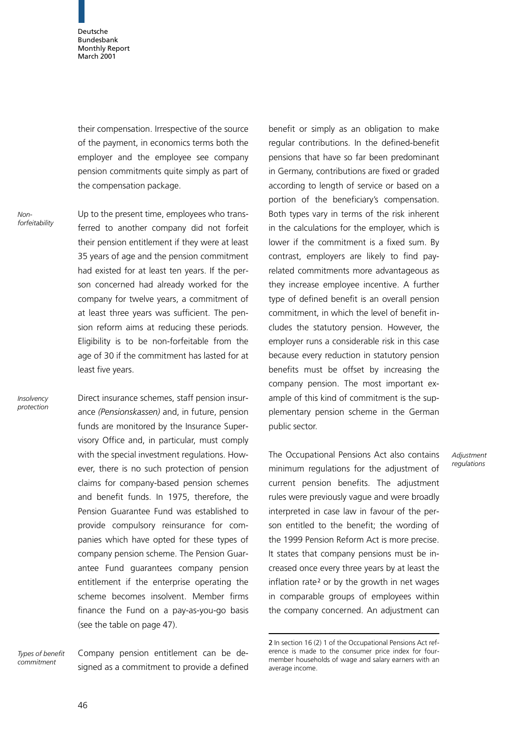their compensation. Irrespective of the source of the payment, in economics terms both the employer and the employee see company pension commitments quite simply as part of the compensation package.

*Non-forfeitability*

Up to the present time, employees who transferred to another company did not forfeit their pension entitlement if they were at least 35 years of age and the pension commitment had existed for at least ten years. If the person concerned had already worked for the company for twelve years, a commitment of at least three years was sufficient. The pension reform aims at reducing these periods. Eligibility is to be non-forfeitable from the age of 30 if the commitment has lasted for at least five years.

*Insolvency protection*

Direct insurance schemes, staff pension insurance *(Pensionskassen)* and, in future, pension funds are monitored by the Insurance Supervisory Office and, in particular, must comply with the special investment regulations. However, there is no such protection of pension claims for company-based pension schemes and benefit funds. In 1975, therefore, the Pension Guarantee Fund was established to provide compulsory reinsurance for companies which have opted for these types of company pension scheme. The Pension Guarantee Fund guarantees company pension entitlement if the enterprise operating the scheme becomes insolvent. Member firms finance the Fund on a pay-as-you-go basis (see the table on page 47).

*Types of benefit commitment*

Company pension entitlement can be designed as a commitment to provide a defined benefit or simply as an obligation to make regular contributions. In the defined-benefit pensions that have so far been predominant in Germany, contributions are fixed or graded according to length of service or based on a portion of the beneficiary's compensation. Both types vary in terms of the risk inherent in the calculations for the employer, which is lower if the commitment is a fixed sum. By contrast, employers are likely to find pay-related commitments more advantageous as they increase employee incentive. A further type of defined benefit is an overall pension commitment, in which the level of benefit includes the statutory pension. However, the employer runs a considerable risk in this case because every reduction in statutory pension benefits must be offset by increasing the company pension. The most important example of this kind of commitment is the supplementary pension scheme in the German public sector.

*Adjustment regulations*

The Occupational Pensions Act also contains minimum regulations for the adjustment of current pension benefits. The adjustment rules were previously vague and were broadly interpreted in case law in favour of the person entitled to the benefit; the wording of the 1999 Pension Reform Act is more precise. It states that company pensions must be increased once every three years by at least the inflation rate[2] or by the growth in net wages in comparable groups of employees within the company concerned. An adjustment can

2 In section 16 (2) 1 of the Occupational Pensions Act reference is made to the consumer price index for four-member households of wage and salary earners with an average income.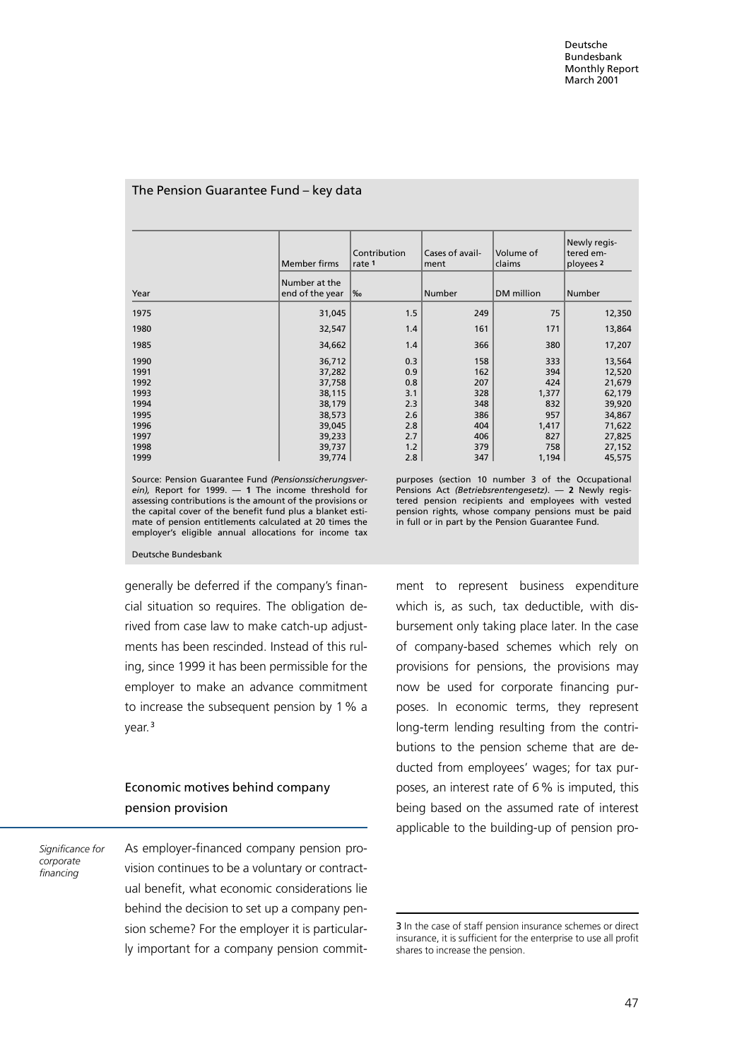### The Pension Guarantee Fund – key data

| Year | Member firms | Contribution rate [1] | Cases of availment | Volume of claims | Newly registered employees [2] |
|---|---|---|---|---|---|
| | Number at the end of the year | ‰ | Number | DM million | Number |
| 1975 | 31,045 | 1.5 | 249 | 75 | 12,350 |
| 1980 | 32,547 | 1.4 | 161 | 171 | 13,864 |
| 1985 | 34,662 | 1.4 | 366 | 380 | 17,207 |
| 1990 | 36,712 | 0.3 | 158 | 333 | 13,564 |
| 1991 | 37,282 | 0.9 | 162 | 394 | 12,520 |
| 1992 | 37,758 | 0.8 | 207 | 424 | 21,679 |
| 1993 | 38,115 | 3.1 | 328 | 1,377 | 62,179 |
| 1994 | 38,179 | 2.3 | 348 | 832 | 39,920 |
| 1995 | 38,573 | 2.6 | 386 | 957 | 34,867 |
| 1996 | 39,045 | 2.8 | 404 | 1,417 | 71,622 |
| 1997 | 39,233 | 2.7 | 406 | 827 | 27,825 |
| 1998 | 39,737 | 1.2 | 379 | 758 | 27,152 |
| 1999 | 39,774 | 2.8 | 347 | 1,194 | 45,575 |

Source: Pension Guarantee Fund *(Pensionssicherungsverein)*, Report for 1999. — **1** The income threshold for assessing contributions is the amount of the provisions or the capital cover of the benefit fund plus a blanket estimate of pension entitlements calculated at 20 times the employer's eligible annual allocations for income tax purposes (section 10 number 3 of the Occupational Pensions Act *(Betriebsrentengesetz)*. — **2** Newly registered pension recipients and employees with vested pension rights, whose company pensions must be paid in full or in part by the Pension Guarantee Fund.

Deutsche Bundesbank

generally be deferred if the company's financial situation so requires. The obligation derived from case law to make catch-up adjustments has been rescinded. Instead of this ruling, since 1999 it has been permissible for the employer to make an advance commitment to increase the subsequent pension by 1% a year.[3]

## Economic motives behind company pension provision

*Significance for corporate financing*

As employer-financed company pension provision continues to be a voluntary or contractual benefit, what economic considerations lie behind the decision to set up a company pension scheme? For the employer it is particularly important for a company pension commitment to represent business expenditure which is, as such, tax deductible, with disbursement only taking place later. In the case of company-based schemes which rely on provisions for pensions, the provisions may now be used for corporate financing purposes. In economic terms, they represent long-term lending resulting from the contributions to the pension scheme that are deducted from employees' wages; for tax purposes, an interest rate of 6% is imputed, this being based on the assumed rate of interest applicable to the building-up of pension pro-

3 In the case of staff pension insurance schemes or direct insurance, it is sufficient for the enterprise to use all profit shares to increase the pension.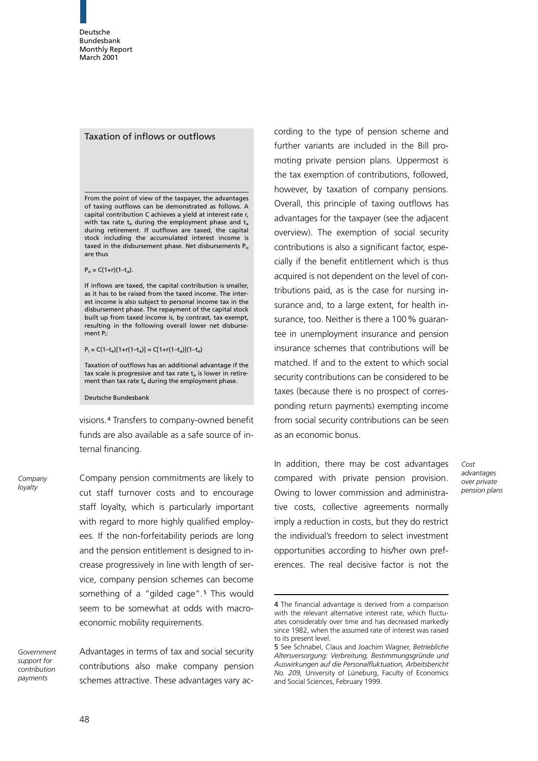### Taxation of inflows or outflows

From the point of view of the taxpayer, the advantages of taxing outflows can be demonstrated as follows. A capital contribution C achieves a yield at interest rate r, with tax rate $t_e$ during the employment phase and $t_a$ during retirement. If outflows are taxed, the capital stock including the accumulated interest income is taxed in the disbursement phase. Net disbursements $P_o$ are thus

$$P_o = C(1+r)(1-t_a).$$

If inflows are taxed, the capital contribution is smaller, as it has to be raised from the taxed income. The interest income is also subject to personal income tax in the disbursement phase. The repayment of the capital stock built up from taxed income is, by contrast, tax exempt, resulting in the following overall lower net disbursement $P_i$:

$$P_i = C(1-t_e)[1+r(1-t_a)] = C[1+r(1-t_a)](1-t_e)$$

Taxation of outflows has an additional advantage if the tax scale is progressive and tax rate $t_a$ is lower in retirement than tax rate $t_e$ during the employment phase.

Deutsche Bundesbank

visions.[4] Transfers to company-owned benefit funds are also available as a safe source of internal financing.

*Company loyalty*

Company pension commitments are likely to cut staff turnover costs and to encourage staff loyalty, which is particularly important with regard to more highly qualified employees. If the non-forfeitability periods are long and the pension entitlement is designed to increase progressively in line with length of service, company pension schemes can become something of a "gilded cage".[5] This would seem to be somewhat at odds with macroeconomic mobility requirements.

*Government support for contribution payments*

Advantages in terms of tax and social security contributions also make company pension schemes attractive. These advantages vary according to the type of pension scheme and further variants are included in the Bill promoting private pension plans. Uppermost is the tax exemption of contributions, followed, however, by taxation of company pensions. Overall, this principle of taxing outflows has advantages for the taxpayer (see the adjacent overview). The exemption of social security contributions is also a significant factor, especially if the benefit entitlement which is thus acquired is not dependent on the level of contributions paid, as is the case for nursing insurance and, to a large extent, for health insurance, too. Neither is there a 100 % guarantee in unemployment insurance and pension insurance schemes that contributions will be matched. If and to the extent to which social security contributions can be considered to be taxes (because there is no prospect of corresponding return payments) exempting income from social security contributions can be seen as an economic bonus.

*Cost advantages over private pension plans*

In addition, there may be cost advantages compared with private pension provision. Owing to lower commission and administrative costs, collective agreements normally imply a reduction in costs, but they do restrict the individual's freedom to select investment opportunities according to his/her own preferences. The real decisive factor is not the

4 The financial advantage is derived from a comparison with the relevant alternative interest rate, which fluctuates considerably over time and has decreased markedly since 1982, when the assumed rate of interest was raised to its present level.

5 See Schnabel, Claus and Joachim Wagner, *Betriebliche Altersversorgung: Verbreitung, Bestimmungsgründe und Auswirkungen auf die Personalfluktuation, Arbeitsbericht No. 209,* University of Lüneburg, Faculty of Economics and Social Sciences, February 1999.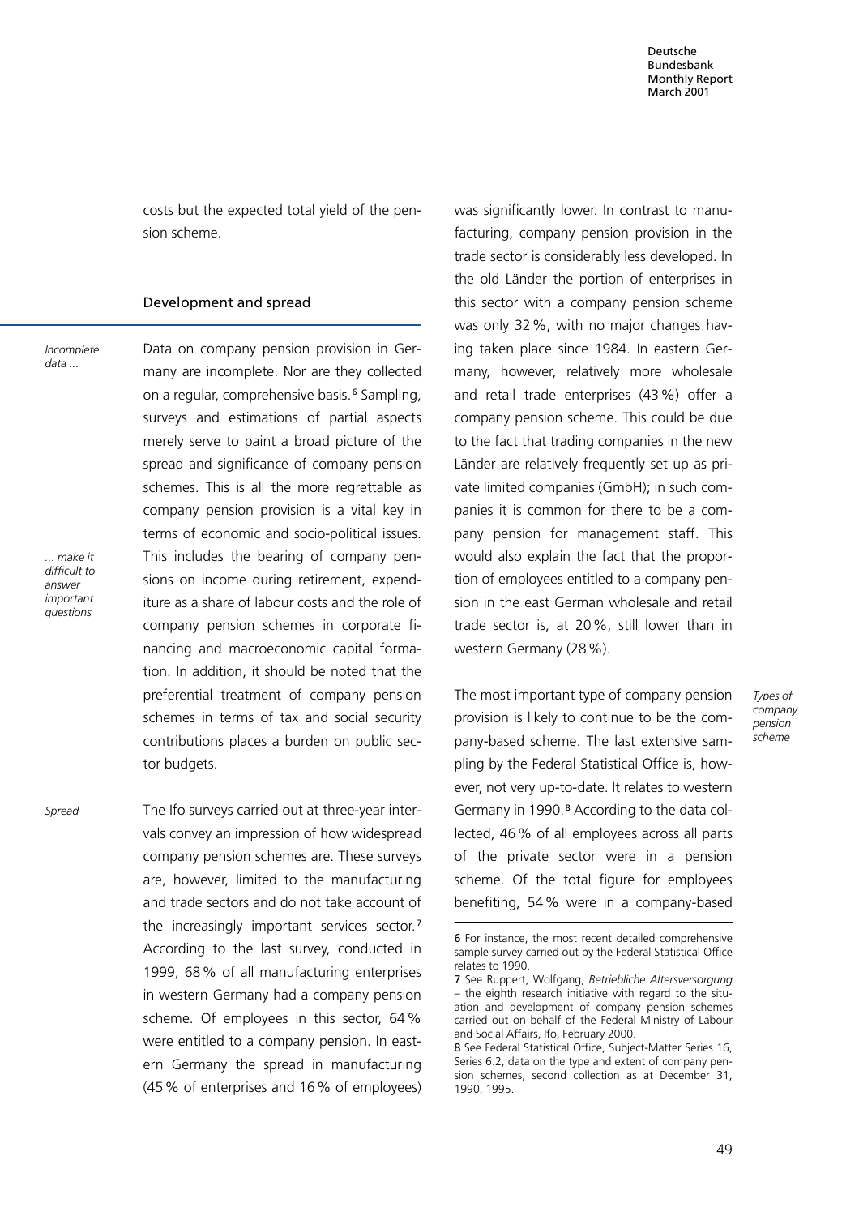costs but the expected total yield of the pension scheme.

## Development and spread

*Incomplete data ...*

Data on company pension provision in Germany are incomplete. Nor are they collected on a regular, comprehensive basis.[6] Sampling, surveys and estimations of partial aspects merely serve to paint a broad picture of the spread and significance of company pension schemes. This is all the more regrettable as company pension provision is a vital key in terms of economic and socio-political issues.

*... make it difficult to answer important questions*

This includes the bearing of company pensions on income during retirement, expenditure as a share of labour costs and the role of company pension schemes in corporate financing and macroeconomic capital formation. In addition, it should be noted that the preferential treatment of company pension schemes in terms of tax and social security contributions places a burden on public sector budgets.

*Spread*

The Ifo surveys carried out at three-year intervals convey an impression of how widespread company pension schemes are. These surveys are, however, limited to the manufacturing and trade sectors and do not take account of the increasingly important services sector.[7] According to the last survey, conducted in 1999, 68 % of all manufacturing enterprises in western Germany had a company pension scheme. Of employees in this sector, 64 % were entitled to a company pension. In eastern Germany the spread in manufacturing (45 % of enterprises and 16 % of employees) was significantly lower. In contrast to manufacturing, company pension provision in the trade sector is considerably less developed. In the old Länder the portion of enterprises in this sector with a company pension scheme was only 32 %, with no major changes having taken place since 1984. In eastern Germany, however, relatively more wholesale and retail trade enterprises (43 %) offer a company pension scheme. This could be due to the fact that trading companies in the new Länder are relatively frequently set up as private limited companies (GmbH); in such companies it is common for there to be a company pension for management staff. This would also explain the fact that the proportion of employees entitled to a company pension in the east German wholesale and retail trade sector is, at 20 %, still lower than in western Germany (28 %).

*Types of company pension scheme*

The most important type of company pension provision is likely to continue to be the company-based scheme. The last extensive sampling by the Federal Statistical Office is, however, not very up-to-date. It relates to western Germany in 1990.[8] According to the data collected, 46 % of all employees across all parts of the private sector were in a pension scheme. Of the total figure for employees benefiting, 54 % were in a company-based

---

6 For instance, the most recent detailed comprehensive sample survey carried out by the Federal Statistical Office relates to 1990.

7 See Ruppert, Wolfgang, *Betriebliche Altersversorgung* – the eighth research initiative with regard to the situation and development of company pension schemes carried out on behalf of the Federal Ministry of Labour and Social Affairs, Ifo, February 2000.

8 See Federal Statistical Office, Subject-Matter Series 16, Series 6.2, data on the type and extent of company pension schemes, second collection as at December 31, 1990, 1995.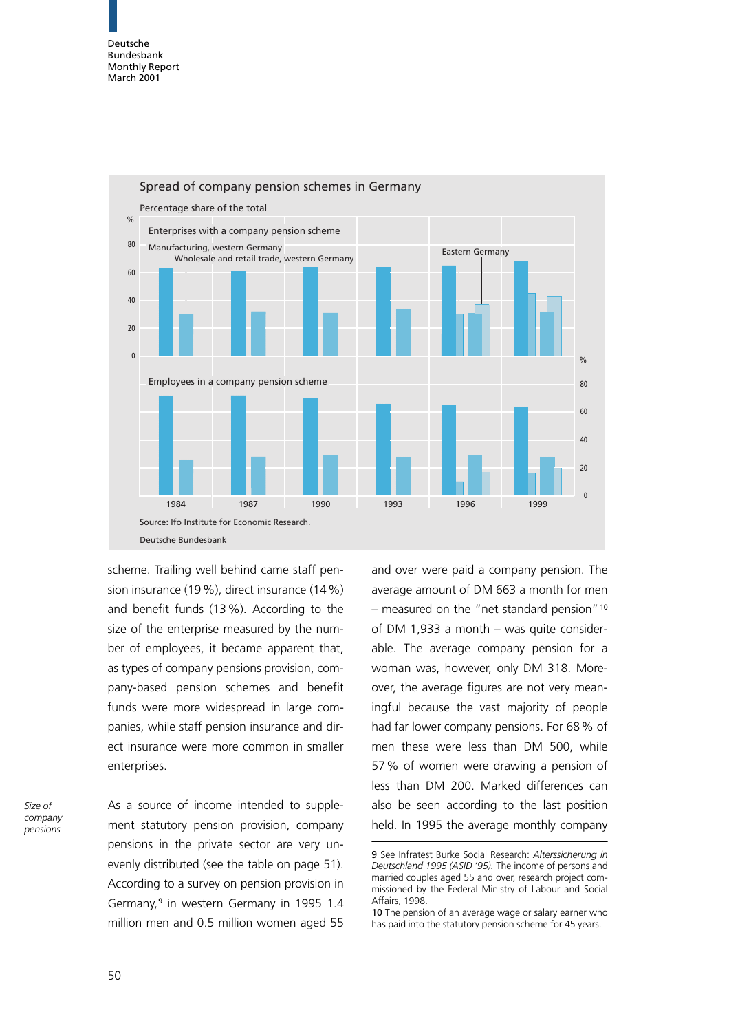Spread of company pension schemes in Germany

Percentage share of the total

Source: Ifo Institute for Economic Research.

scheme. Trailing well behind came staff pension insurance (19 %), direct insurance (14 %) and benefit funds (13 %). According to the size of the enterprise measured by the number of employees, it became apparent that, as types of company pensions provision, company-based pension schemes and benefit funds were more widespread in large companies, while staff pension insurance and direct insurance were more common in smaller enterprises.

*Size of company pensions*

As a source of income intended to supplement statutory pension provision, company pensions in the private sector are very unevenly distributed (see the table on page 51). According to a survey on pension provision in Germany,[9] in western Germany in 1995 1.4 million men and 0.5 million women aged 55 and over were paid a company pension. The average amount of DM 663 a month for men – measured on the "net standard pension"[10] of DM 1,933 a month – was quite considerable. The average company pension for a woman was, however, only DM 318. Moreover, the average figures are not very meaningful because the vast majority of people had far lower company pensions. For 68 % of men these were less than DM 500, while 57 % of women were drawing a pension of less than DM 200. Marked differences can also be seen according to the last position held. In 1995 the average monthly company

9 See Infratest Burke Social Research: *Alterssicherung in Deutschland 1995 (ASID '95).* The income of persons and married couples aged 55 and over, research project commissioned by the Federal Ministry of Labour and Social Affairs, 1998.

10 The pension of an average wage or salary earner who has paid into the statutory pension scheme for 45 years.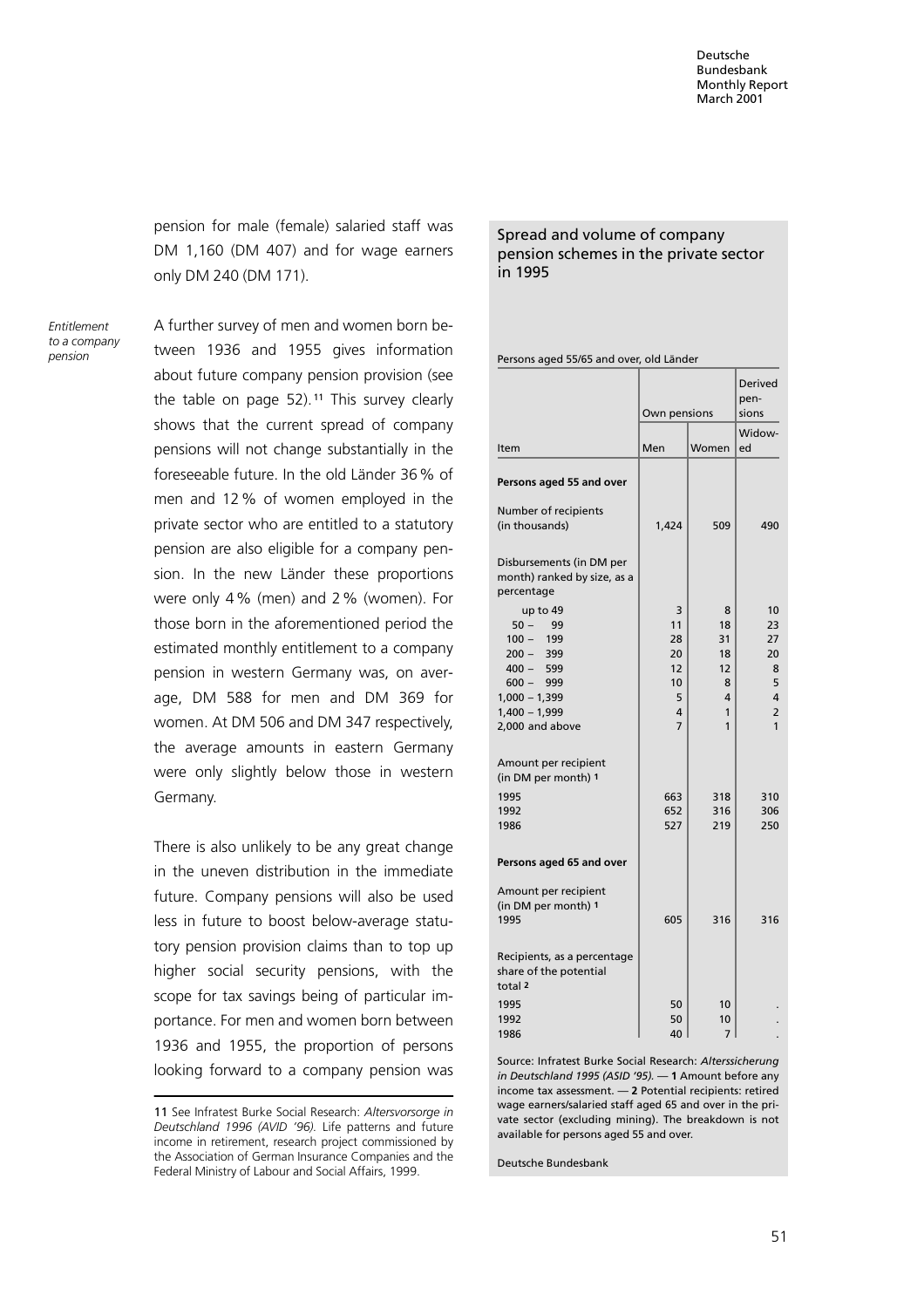pension for male (female) salaried staff was DM 1,160 (DM 407) and for wage earners only DM 240 (DM 171).

*Entitlement to a company pension*

A further survey of men and women born between 1936 and 1955 gives information about future company pension provision (see the table on page 52).[11] This survey clearly shows that the current spread of company pensions will not change substantially in the foreseeable future. In the old Länder 36 % of men and 12 % of women employed in the private sector who are entitled to a statutory pension are also eligible for a company pension. In the new Länder these proportions were only 4 % (men) and 2 % (women). For those born in the aforementioned period the estimated monthly entitlement to a company pension in western Germany was, on average, DM 588 for men and DM 369 for women. At DM 506 and DM 347 respectively, the average amounts in eastern Germany were only slightly below those in western Germany.

There is also unlikely to be any great change in the uneven distribution in the immediate future. Company pensions will also be used less in future to boost below-average statutory pension provision claims than to top up higher social security pensions, with the scope for tax savings being of particular importance. For men and women born between 1936 and 1955, the proportion of persons looking forward to a company pension was

11 See Infratest Burke Social Research: *Altersvorsorge in Deutschland 1996 (AVID '96).* Life patterns and future income in retirement, research project commissioned by the Association of German Insurance Companies and the Federal Ministry of Labour and Social Affairs, 1999.

## Spread and volume of company pension schemes in the private sector in 1995

Persons aged 55/65 and over, old Länder

| Item | Own pensions | | Derived pensions |
|---|---|---|---|
| | Men | Women | Widowed |
| **Persons aged 55 and over** | | | |
| Number of recipients (in thousands) | 1,424 | 509 | 490 |
| Disbursements (in DM per month) ranked by size, as a percentage | | | |
| up to 49 | 3 | 8 | 10 |
| 50 – 99 | 11 | 18 | 23 |
| 100 – 199 | 28 | 31 | 27 |
| 200 – 399 | 20 | 18 | 20 |
| 400 – 599 | 12 | 12 | 8 |
| 600 – 999 | 10 | 8 | 5 |
| 1,000 – 1,399 | 5 | 4 | 4 |
| 1,400 – 1,999 | 4 | 1 | 2 |
| 2,000 and above | 7 | 1 | 1 |
| Amount per recipient (in DM per month) 1 | | | |
| 1995 | 663 | 318 | 310 |
| 1992 | 652 | 316 | 306 |
| 1986 | 527 | 219 | 250 |
| **Persons aged 65 and over** | | | |
| Amount per recipient (in DM per month) 1 | | | |
| 1995 | 605 | 316 | 316 |
| Recipients, as a percentage share of the potential total 2 | | | |
| 1995 | 50 | 10 | . |
| 1992 | 50 | 10 | . |
| 1986 | 40 | 7 | . |

Source: Infratest Burke Social Research: *Alterssicherung in Deutschland 1995 (ASID '95).* — **1** Amount before any income tax assessment. — **2** Potential recipients: retired wage earners/salaried staff aged 65 and over in the private sector (excluding mining). The breakdown is not available for persons aged 55 and over.

Deutsche Bundesbank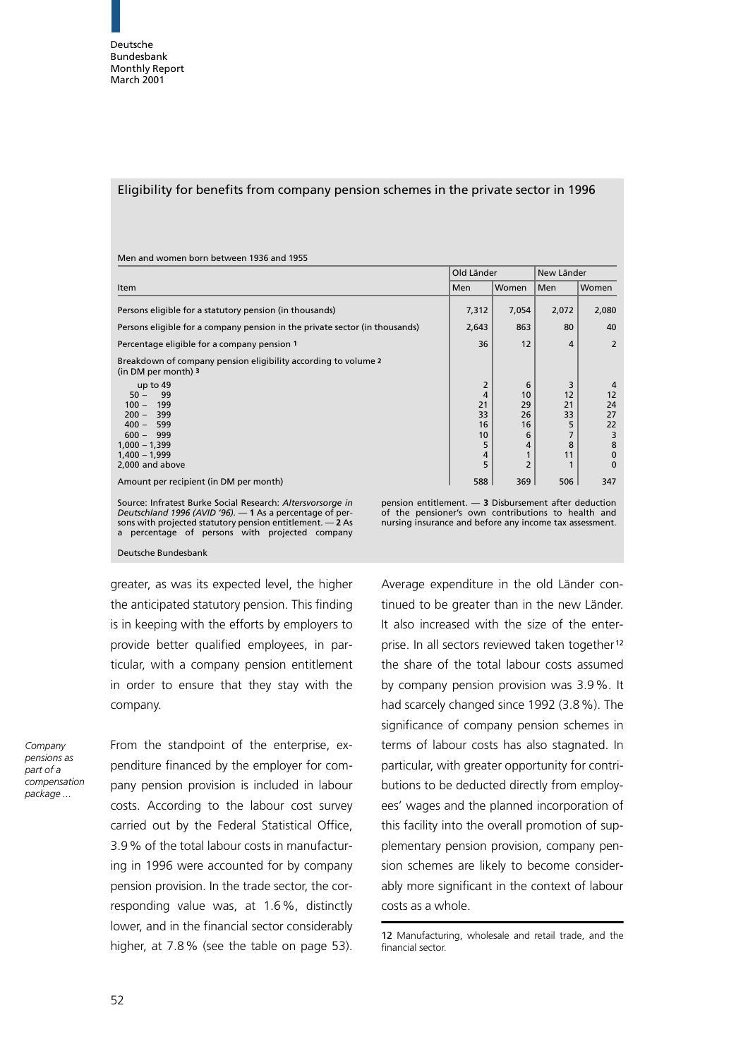### Eligibility for benefits from company pension schemes in the private sector in 1996

Men and women born between 1936 and 1955

| Item | Old Länder | | New Länder | |
|---|---|---|---|---|
| | Men | Women | Men | Women |
| Persons eligible for a statutory pension (in thousands) | 7,312 | 7,054 | 2,072 | 2,080 |
| Persons eligible for a company pension in the private sector (in thousands) | 2,643 | 863 | 80 | 40 |
| Percentage eligible for a company pension 1 | 36 | 12 | 4 | 2 |
| Breakdown of company pension eligibility according to volume 2 (in DM per month) 3 | | | | |
| up to 49 | 2 | 6 | 3 | 4 |
| 50 – 99 | 4 | 10 | 12 | 12 |
| 100 – 199 | 21 | 29 | 21 | 24 |
| 200 – 399 | 33 | 26 | 33 | 27 |
| 400 – 599 | 16 | 16 | 5 | 22 |
| 600 – 999 | 10 | 6 | 7 | 3 |
| 1,000 – 1,399 | 5 | 4 | 8 | 8 |
| 1,400 – 1,999 | 4 | 1 | 11 | 0 |
| 2,000 and above | 5 | 2 | 1 | 0 |
| Amount per recipient (in DM per month) | 588 | 369 | 506 | 347 |

Source: Infratest Burke Social Research: *Altersvorsorge in Deutschland 1996 (AVID '96).* — 1 As a percentage of persons with projected statutory pension entitlement. — 2 As a percentage of persons with projected company pension entitlement. — 3 Disbursement after deduction of the pensioner's own contributions to health and nursing insurance and before any income tax assessment.

Deutsche Bundesbank

greater, as was its expected level, the higher the anticipated statutory pension. This finding is in keeping with the efforts by employers to provide better qualified employees, in particular, with a company pension entitlement in order to ensure that they stay with the company.

*Company pensions as part of a compensation package ...*

From the standpoint of the enterprise, expenditure financed by the employer for company pension provision is included in labour costs. According to the labour cost survey carried out by the Federal Statistical Office, 3.9% of the total labour costs in manufacturing in 1996 were accounted for by company pension provision. In the trade sector, the corresponding value was, at 1.6%, distinctly lower, and in the financial sector considerably higher, at 7.8% (see the table on page 53). Average expenditure in the old Länder continued to be greater than in the new Länder. It also increased with the size of the enterprise. In all sectors reviewed taken together[12] the share of the total labour costs assumed by company pension provision was 3.9%. It had scarcely changed since 1992 (3.8%). The significance of company pension schemes in terms of labour costs has also stagnated. In particular, with greater opportunity for contributions to be deducted directly from employees' wages and the planned incorporation of this facility into the overall promotion of supplementary pension provision, company pension schemes are likely to become considerably more significant in the context of labour costs as a whole.

12 Manufacturing, wholesale and retail trade, and the financial sector.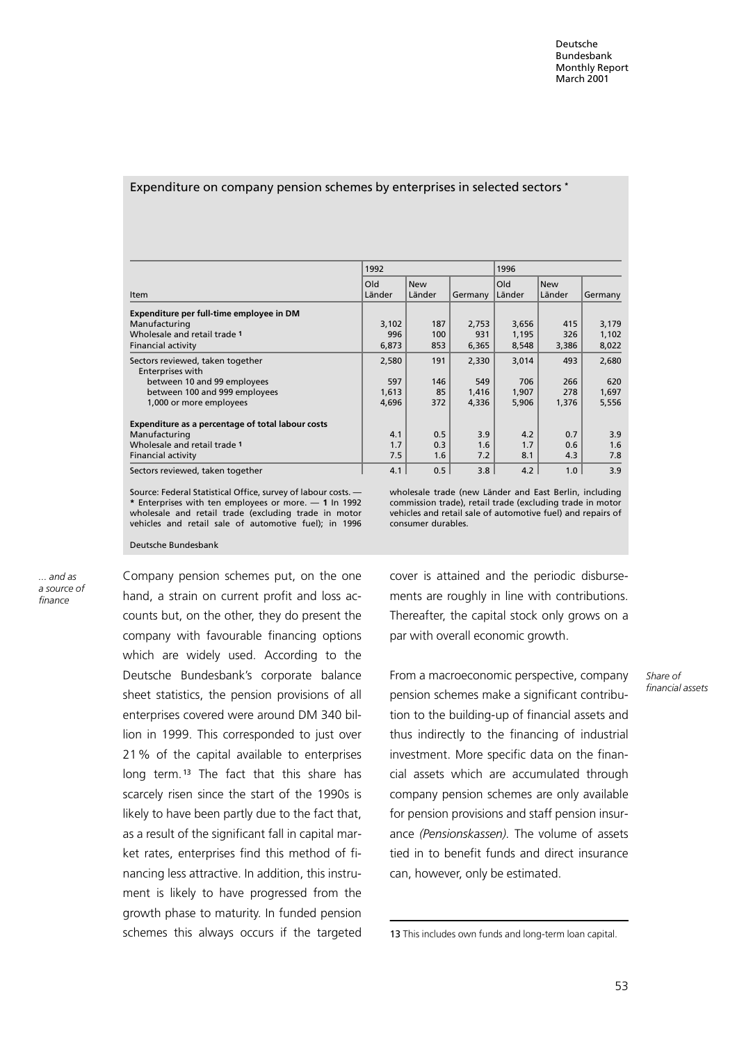Expenditure on company pension schemes by enterprises in selected sectors *

| Item | 1992 | | | 1996 | | |
|---|---|---|---|---|---|---|
| | Old Länder | New Länder | Germany | Old Länder | New Länder | Germany |
| **Expenditure per full-time employee in DM** | | | | | | |
| Manufacturing | 3,102 | 187 | 2,753 | 3,656 | 415 | 3,179 |
| Wholesale and retail trade 1 | 996 | 100 | 931 | 1,195 | 326 | 1,102 |
| Financial activity | 6,873 | 853 | 6,365 | 8,548 | 3,386 | 8,022 |
| Sectors reviewed, taken together | 2,580 | 191 | 2,330 | 3,014 | 493 | 2,680 |
| Enterprises with | | | | | | |
| between 10 and 99 employees | 597 | 146 | 549 | 706 | 266 | 620 |
| between 100 and 999 employees | 1,613 | 85 | 1,416 | 1,907 | 278 | 1,697 |
| 1,000 or more employees | 4,696 | 372 | 4,336 | 5,906 | 1,376 | 5,556 |
| **Expenditure as a percentage of total labour costs** | | | | | | |
| Manufacturing | 4.1 | 0.5 | 3.9 | 4.2 | 0.7 | 3.9 |
| Wholesale and retail trade 1 | 1.7 | 0.3 | 1.6 | 1.7 | 0.6 | 1.6 |
| Financial activity | 7.5 | 1.6 | 7.2 | 8.1 | 4.3 | 7.8 |
| Sectors reviewed, taken together | 4.1 | 0.5 | 3.8 | 4.2 | 1.0 | 3.9 |

Source: Federal Statistical Office, survey of labour costs. — * Enterprises with ten employees or more. — 1 In 1992 wholesale and retail trade (excluding trade in motor vehicles and retail sale of automotive fuel); in 1996 wholesale trade (new Länder and East Berlin, including commission trade), retail trade (excluding trade in motor vehicles and retail sale of automotive fuel) and repairs of consumer durables.

Deutsche Bundesbank

*... and as a source of finance*

Company pension schemes put, on the one hand, a strain on current profit and loss accounts but, on the other, they do present the company with favourable financing options which are widely used. According to the Deutsche Bundesbank's corporate balance sheet statistics, the pension provisions of all enterprises covered were around DM 340 billion in 1999. This corresponded to just over 21% of the capital available to enterprises long term.[13] The fact that this share has scarcely risen since the start of the 1990s is likely to have been partly due to the fact that, as a result of the significant fall in capital market rates, enterprises find this method of financing less attractive. In addition, this instrument is likely to have progressed from the growth phase to maturity. In funded pension schemes this always occurs if the targeted cover is attained and the periodic disbursements are roughly in line with contributions. Thereafter, the capital stock only grows on a par with overall economic growth.

*Share of financial assets*

From a macroeconomic perspective, company pension schemes make a significant contribution to the building-up of financial assets and thus indirectly to the financing of industrial investment. More specific data on the financial assets which are accumulated through company pension schemes are only available for pension provisions and staff pension insurance *(Pensionskassen)*. The volume of assets tied in to benefit funds and direct insurance can, however, only be estimated.

13 This includes own funds and long-term loan capital.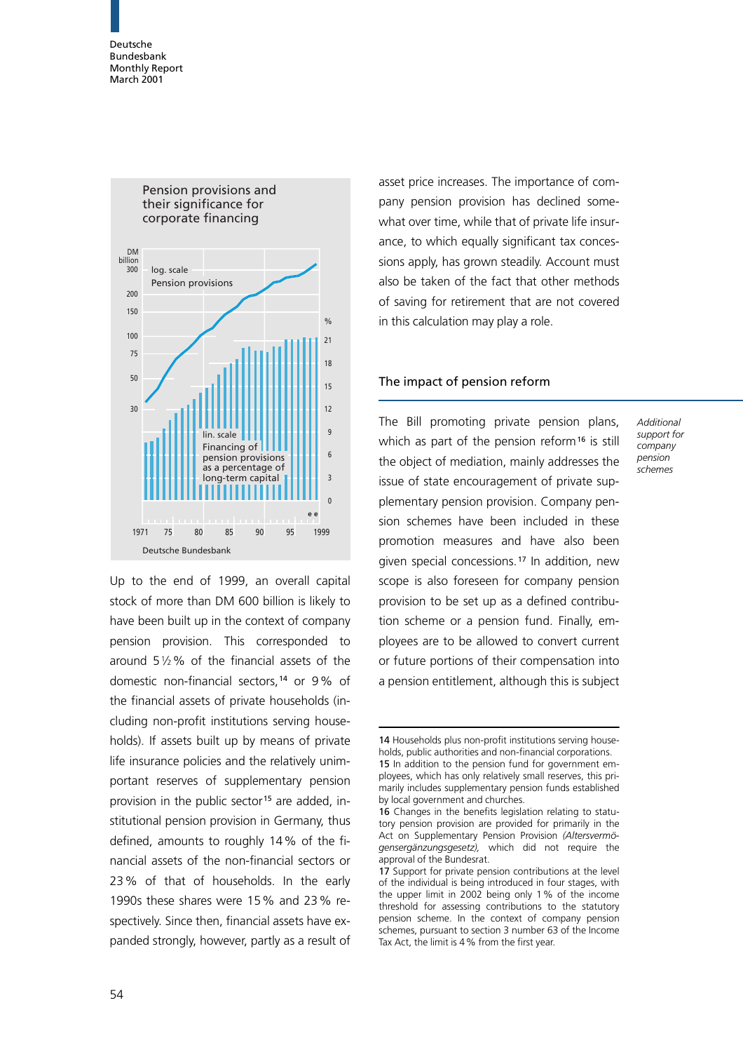Pension provisions and their significance for corporate financing

DM billion, log. scale: Pension provisions

lin. scale: Financing of pension provisions as a percentage of long-term capital

1971 75 80 85 90 95 1999

Deutsche Bundesbank

Up to the end of 1999, an overall capital stock of more than DM 600 billion is likely to have been built up in the context of company pension provision. This corresponded to around 5½% of the financial assets of the domestic non-financial sectors,[14] or 9% of the financial assets of private households (including non-profit institutions serving households). If assets built up by means of private life insurance policies and the relatively unimportant reserves of supplementary pension provision in the public sector[15] are added, institutional pension provision in Germany, thus defined, amounts to roughly 14% of the financial assets of the non-financial sectors or 23% of that of households. In the early 1990s these shares were 15% and 23% respectively. Since then, financial assets have expanded strongly, however, partly as a result of asset price increases. The importance of company pension provision has declined somewhat over time, while that of private life insurance, to which equally significant tax concessions apply, has grown steadily. Account must also be taken of the fact that other methods of saving for retirement that are not covered in this calculation may play a role.

## The impact of pension reform

*Additional support for company pension schemes*

The Bill promoting private pension plans, which as part of the pension reform[16] is still the object of mediation, mainly addresses the issue of state encouragement of private supplementary pension provision. Company pension schemes have been included in these promotion measures and have also been given special concessions.[17] In addition, new scope is also foreseen for company pension provision to be set up as a defined contribution scheme or a pension fund. Finally, employees are to be allowed to convert current or future portions of their compensation into a pension entitlement, although this is subject

14 Households plus non-profit institutions serving households, public authorities and non-financial corporations.

15 In addition to the pension fund for government employees, which has only relatively small reserves, this primarily includes supplementary pension funds established by local government and churches.

16 Changes in the benefits legislation relating to statutory pension provision are provided for primarily in the Act on Supplementary Pension Provision *(Altersvermögensergänzungsgesetz)*, which did not require the approval of the Bundesrat.

17 Support for private pension contributions at the level of the individual is being introduced in four stages, with the upper limit in 2002 being only 1% of the income threshold for assessing contributions to the statutory pension scheme. In the context of company pension schemes, pursuant to section 3 number 63 of the Income Tax Act, the limit is 4% from the first year.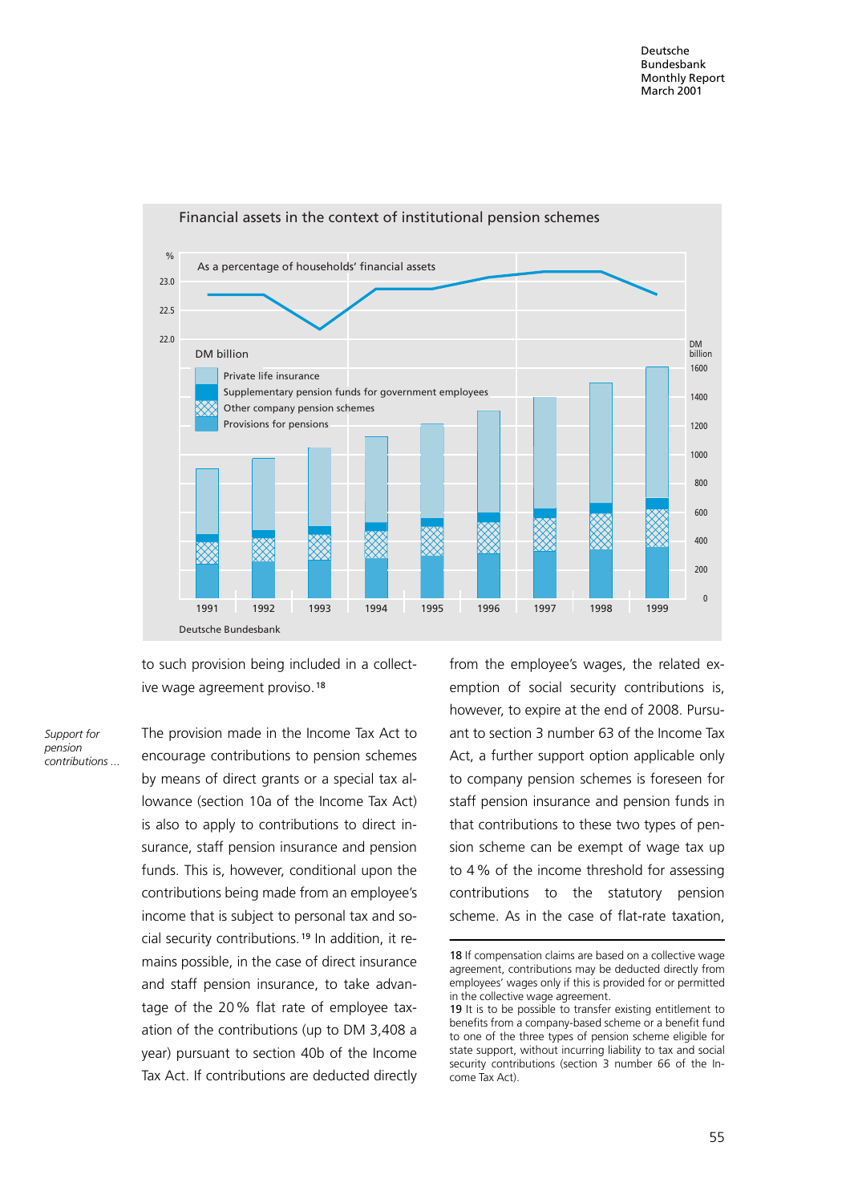Financial assets in the context of institutional pension schemes

to such provision being included in a collective wage agreement proviso.[18]

*Support for pension contributions ...*

The provision made in the Income Tax Act to encourage contributions to pension schemes by means of direct grants or a special tax allowance (section 10a of the Income Tax Act) is also to apply to contributions to direct insurance, staff pension insurance and pension funds. This is, however, conditional upon the contributions being made from an employee's income that is subject to personal tax and social security contributions.[19] In addition, it remains possible, in the case of direct insurance and staff pension insurance, to take advantage of the 20% flat rate of employee taxation of the contributions (up to DM 3,408 a year) pursuant to section 40b of the Income Tax Act. If contributions are deducted directly from the employee's wages, the related exemption of social security contributions is, however, to expire at the end of 2008. Pursuant to section 3 number 63 of the Income Tax Act, a further support option applicable only to company pension schemes is foreseen for staff pension insurance and pension funds in that contributions to these two types of pension scheme can be exempt of wage tax up to 4% of the income threshold for assessing contributions to the statutory pension scheme. As in the case of flat-rate taxation,

18 If compensation claims are based on a collective wage agreement, contributions may be deducted directly from employees' wages only if this is provided for or permitted in the collective wage agreement.

19 It is to be possible to transfer existing entitlement to benefits from a company-based scheme or a benefit fund to one of the three types of pension scheme eligible for state support, without incurring liability to tax and social security contributions (section 3 number 66 of the Income Tax Act).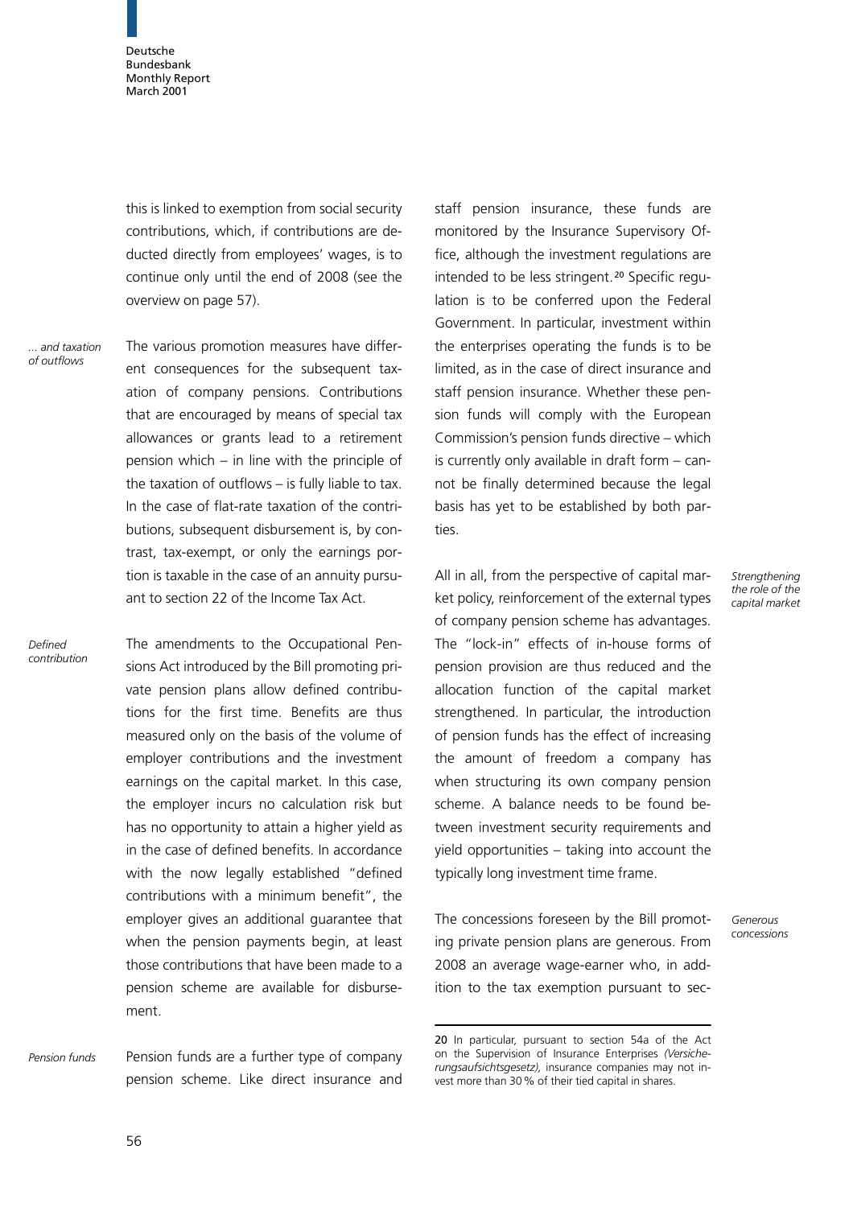this is linked to exemption from social security contributions, which, if contributions are deducted directly from employees' wages, is to continue only until the end of 2008 (see the overview on page 57).

*... and taxation of outflows*

The various promotion measures have different consequences for the subsequent taxation of company pensions. Contributions that are encouraged by means of special tax allowances or grants lead to a retirement pension which – in line with the principle of the taxation of outflows – is fully liable to tax. In the case of flat-rate taxation of the contributions, subsequent disbursement is, by contrast, tax-exempt, or only the earnings portion is taxable in the case of an annuity pursuant to section 22 of the Income Tax Act.

*Defined contribution*

The amendments to the Occupational Pensions Act introduced by the Bill promoting private pension plans allow defined contributions for the first time. Benefits are thus measured only on the basis of the volume of employer contributions and the investment earnings on the capital market. In this case, the employer incurs no calculation risk but has no opportunity to attain a higher yield as in the case of defined benefits. In accordance with the now legally established "defined contributions with a minimum benefit", the employer gives an additional guarantee that when the pension payments begin, at least those contributions that have been made to a pension scheme are available for disbursement.

*Pension funds*

Pension funds are a further type of company pension scheme. Like direct insurance and staff pension insurance, these funds are monitored by the Insurance Supervisory Office, although the investment regulations are intended to be less stringent.[20] Specific regulation is to be conferred upon the Federal Government. In particular, investment within the enterprises operating the funds is to be limited, as in the case of direct insurance and staff pension insurance. Whether these pension funds will comply with the European Commission's pension funds directive – which is currently only available in draft form – cannot be finally determined because the legal basis has yet to be established by both parties.

*Strengthening the role of the capital market*

All in all, from the perspective of capital market policy, reinforcement of the external types of company pension scheme has advantages. The "lock-in" effects of in-house forms of pension provision are thus reduced and the allocation function of the capital market strengthened. In particular, the introduction of pension funds has the effect of increasing the amount of freedom a company has when structuring its own company pension scheme. A balance needs to be found between investment security requirements and yield opportunities – taking into account the typically long investment time frame.

*Generous concessions*

The concessions foreseen by the Bill promoting private pension plans are generous. From 2008 an average wage-earner who, in addition to the tax exemption pursuant to sec-

---

20 In particular, pursuant to section 54a of the Act on the Supervision of Insurance Enterprises *(Versicherungsaufsichtsgesetz)*, insurance companies may not invest more than 30 % of their tied capital in shares.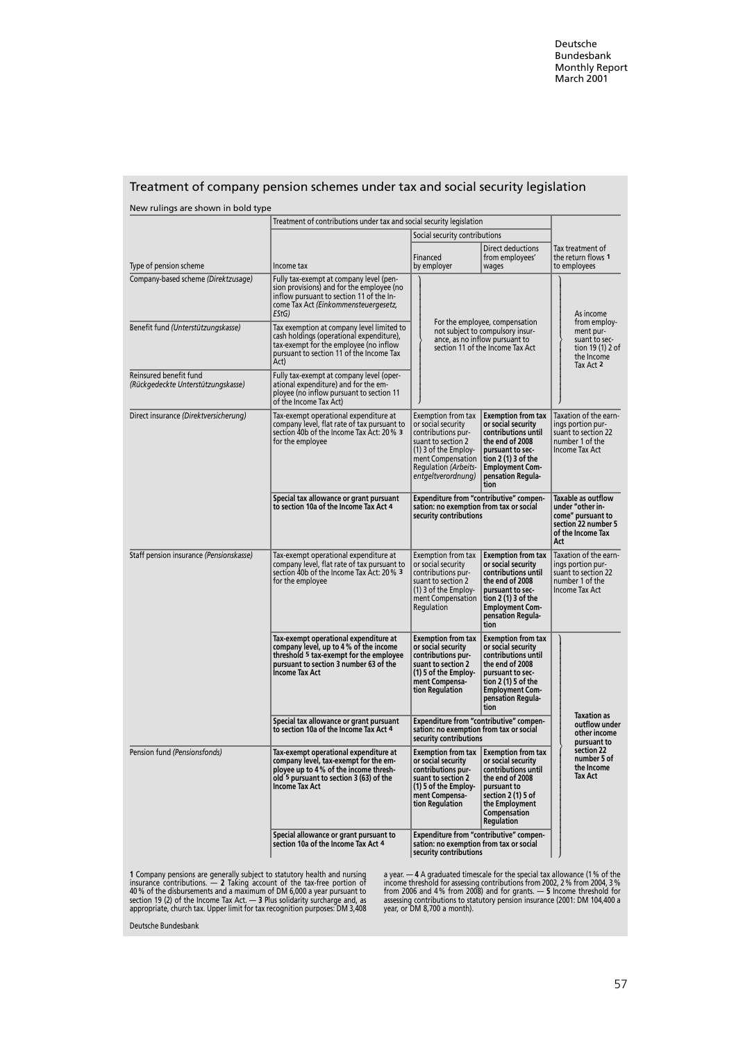## Treatment of company pension schemes under tax and social security legislation

New rulings are shown in bold type

| Type of pension scheme | Treatment of contributions under tax and social security legislation | | | Tax treatment of the return flows 1 to employees |
|---|---|---|---|---|
| | Income tax | Social security contributions | | |
| | | Financed by employer | Direct deductions from employees' wages | |
| Company-based scheme *(Direktzusage)* | Fully tax-exempt at company level (pension provisions) and for the employee (no inflow pursuant to section 11 of the Income Tax Act *(Einkommensteuergesetz, EStG)* | For the employee, compensation not subject to compulsory insurance, as no inflow pursuant to section 11 of the Income Tax Act | | As income from employment pursuant to section 19 (1) 2 of the Income Tax Act 2 |
| Benefit fund *(Unterstützungskasse)* | Tax exemption at company level limited to cash holdings (operational expenditure), tax-exempt for the employee (no inflow pursuant to section 11 of the Income Tax Act) | | | |
| Reinsured benefit fund *(Rückgedeckte Unterstützungskasse)* | Fully tax-exempt at company level (operational expenditure) and for the employee (no inflow pursuant to section 11 of the Income Tax Act) | | | |
| Direct insurance *(Direktversicherung)* | Tax-exempt operational expenditure at company level, flat rate of tax pursuant to section 40b of the Income Tax Act: 20% 3 for the employee | Exemption from tax or social security contributions pursuant to section 2 (1) 3 of the Employment Compensation Regulation *(Arbeitsentgeltverordnung)* | **Exemption from tax or social security contributions until the end of 2008 pursuant to section 2 (1) 3 of the Employment Compensation Regulation** | Taxation of the earnings portion pursuant to section 22 number 1 of the Income Tax Act |
| | **Special tax allowance or grant pursuant to section 10a of the Income Tax Act 4** | **Expenditure from "contributive" compensation: no exemption from tax or social security contributions** | | **Taxable as outflow under "other income" pursuant to section 22 number 5 of the Income Tax Act** |
| Staff pension insurance *(Pensionskasse)* | Tax-exempt operational expenditure at company level, flat rate of tax pursuant to section 40b of the Income Tax Act: 20% 3 for the employee | Exemption from tax or social security contributions pursuant to section 2 (1) 3 of the Employment Compensation Regulation | **Exemption from tax or social security contributions until the end of 2008 pursuant to section 2 (1) 3 of the Employment Compensation Regulation** | Taxation of the earnings portion pursuant to section 22 number 1 of the Income Tax Act |
| | **Tax-exempt operational expenditure at company level, up to 4% of the income threshold 5 tax-exempt for the employee pursuant to section 3 number 63 of the Income Tax Act** | **Exemption from tax or social security contributions pursuant to section 2 (1) 5 of the Employment Compensation Regulation** | **Exemption from tax or social security contributions until the end of 2008 pursuant to section 2 (1) 5 of the Employment Compensation Regulation** | **Taxation as outflow under other income pursuant to section 22 number 5 of the Income Tax Act** |
| | **Special tax allowance or grant pursuant to section 10a of the Income Tax Act 4** | **Expenditure from "contributive" compensation: no exemption from tax or social security contributions** | | |
| Pension fund *(Pensionsfonds)* | **Tax-exempt operational expenditure at company level, tax-exempt for the employee up to 4% of the income threshold 5 pursuant to section 3 (63) of the Income Tax Act** | **Exemption from tax or social security contributions pursuant to section 2 (1) 5 of the Employment Compensation Regulation** | **Exemption from tax or social security contributions until the end of 2008 pursuant to section 2 (1) 5 of the Employment Compensation Regulation** | |
| | **Special allowance or grant pursuant to section 10a of the Income Tax Act 4** | **Expenditure from "contributive" compensation: no exemption from tax or social security contributions** | | |

**1** Company pensions are generally subject to statutory health and nursing insurance contributions. — **2** Taking account of the tax-free portion of 40% of the disbursements and a maximum of DM 6,000 a year pursuant to section 19 (2) of the Income Tax Act. — **3** Plus solidarity surcharge and, as appropriate, church tax. Upper limit for tax recognition purposes: DM 3,408 a year. — **4** A graduated timescale for the special tax allowance (1% of the income threshold for assessing contributions from 2002, 2% from 2004, 3% from 2006 and 4% from 2008) and for grants. — **5** Income threshold for assessing contributions to statutory pension insurance (2001: DM 104,400 a year, or DM 8,700 a month).

Deutsche Bundesbank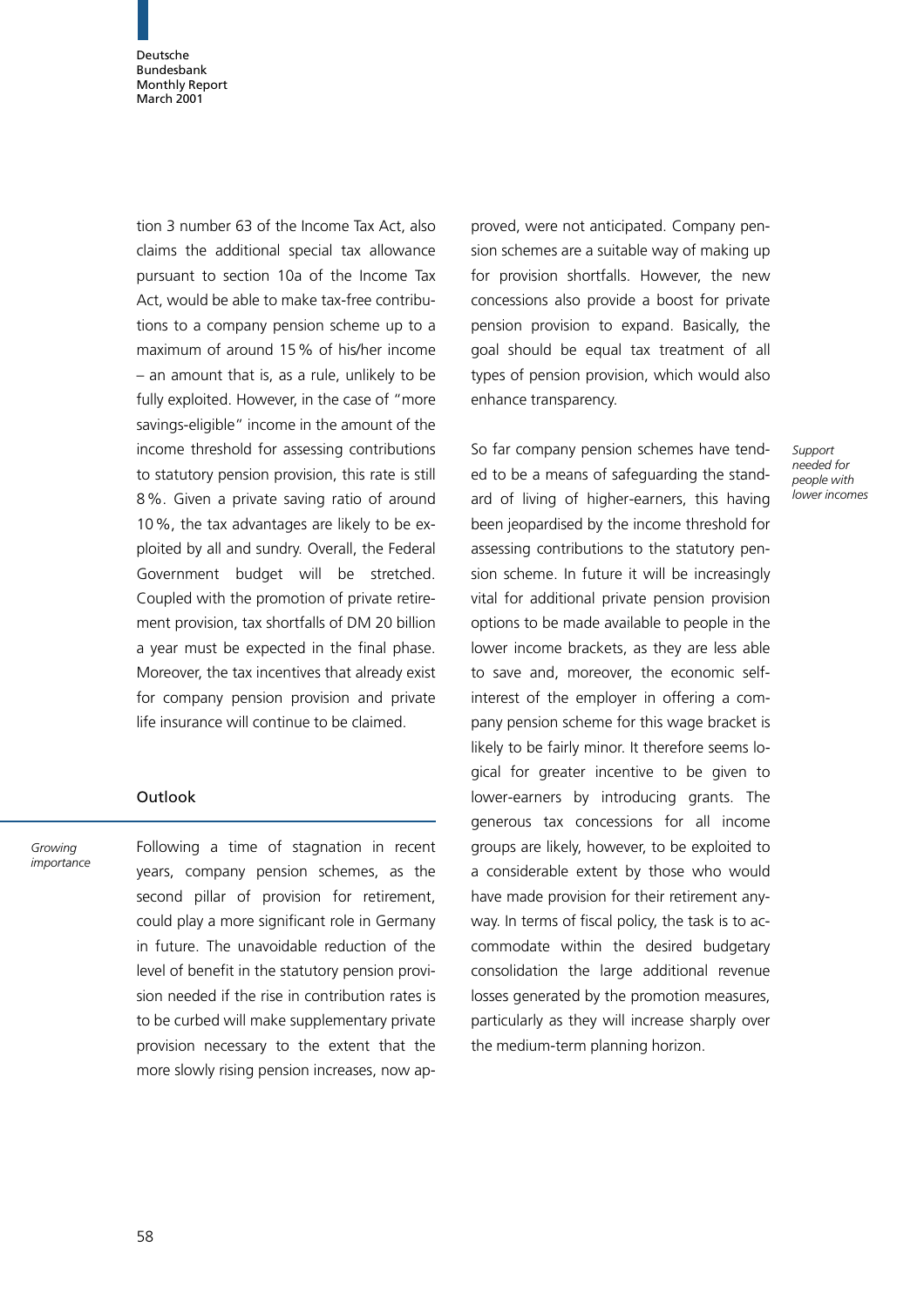tion 3 number 63 of the Income Tax Act, also claims the additional special tax allowance pursuant to section 10a of the Income Tax Act, would be able to make tax-free contributions to a company pension scheme up to a maximum of around 15 % of his/her income – an amount that is, as a rule, unlikely to be fully exploited. However, in the case of "more savings-eligible" income in the amount of the income threshold for assessing contributions to statutory pension provision, this rate is still 8 %. Given a private saving ratio of around 10 %, the tax advantages are likely to be exploited by all and sundry. Overall, the Federal Government budget will be stretched. Coupled with the promotion of private retirement provision, tax shortfalls of DM 20 billion a year must be expected in the final phase. Moreover, the tax incentives that already exist for company pension provision and private life insurance will continue to be claimed.

## Outlook

*Growing importance*

Following a time of stagnation in recent years, company pension schemes, as the second pillar of provision for retirement, could play a more significant role in Germany in future. The unavoidable reduction of the level of benefit in the statutory pension provision needed if the rise in contribution rates is to be curbed will make supplementary private provision necessary to the extent that the more slowly rising pension increases, now approved, were not anticipated. Company pension schemes are a suitable way of making up for provision shortfalls. However, the new concessions also provide a boost for private pension provision to expand. Basically, the goal should be equal tax treatment of all types of pension provision, which would also enhance transparency.

*Support needed for people with lower incomes*

So far company pension schemes have tended to be a means of safeguarding the standard of living of higher-earners, this having been jeopardised by the income threshold for assessing contributions to the statutory pension scheme. In future it will be increasingly vital for additional private pension provision options to be made available to people in the lower income brackets, as they are less able to save and, moreover, the economic self-interest of the employer in offering a company pension scheme for this wage bracket is likely to be fairly minor. It therefore seems logical for greater incentive to be given to lower-earners by introducing grants. The generous tax concessions for all income groups are likely, however, to be exploited to a considerable extent by those who would have made provision for their retirement anyway. In terms of fiscal policy, the task is to accommodate within the desired budgetary consolidation the large additional revenue losses generated by the promotion measures, particularly as they will increase sharply over the medium-term planning horizon.